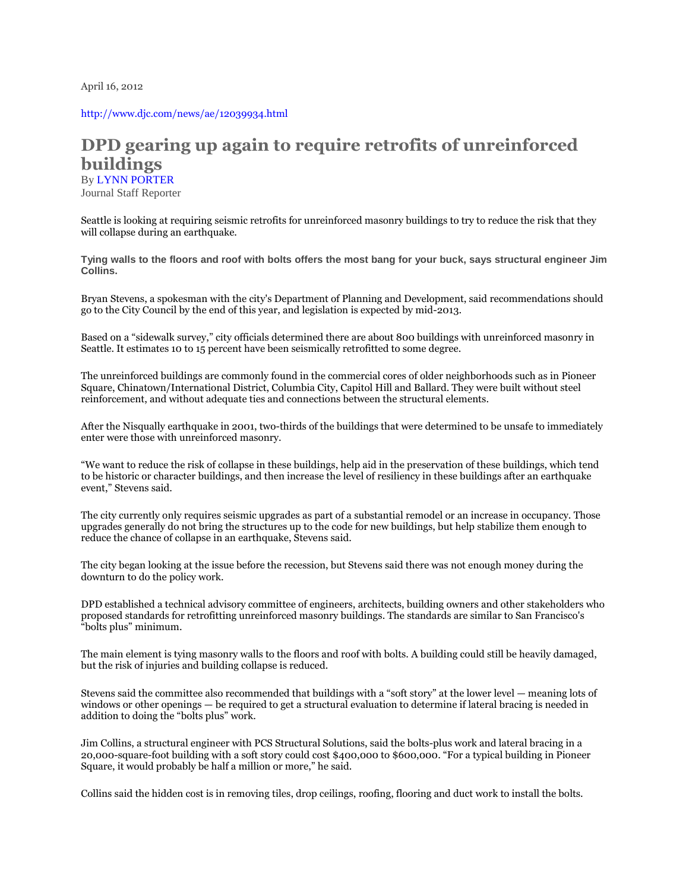April 16, 2012

http://www.djc.com/news/ae/12039934.html

# DPD gearing up again to require retrofits of unreinforced buildings

By LYNN PORTER
Journal Staff Reporter

Seattle is looking at requiring seismic retrofits for unreinforced masonry buildings to try to reduce the risk that they will collapse during an earthquake.

**Tying walls to the floors and roof with bolts offers the most bang for your buck, says structural engineer Jim Collins.**

Bryan Stevens, a spokesman with the city's Department of Planning and Development, said recommendations should go to the City Council by the end of this year, and legislation is expected by mid-2013.

Based on a "sidewalk survey," city officials determined there are about 800 buildings with unreinforced masonry in Seattle. It estimates 10 to 15 percent have been seismically retrofitted to some degree.

The unreinforced buildings are commonly found in the commercial cores of older neighborhoods such as in Pioneer Square, Chinatown/International District, Columbia City, Capitol Hill and Ballard. They were built without steel reinforcement, and without adequate ties and connections between the structural elements.

After the Nisqually earthquake in 2001, two-thirds of the buildings that were determined to be unsafe to immediately enter were those with unreinforced masonry.

"We want to reduce the risk of collapse in these buildings, help aid in the preservation of these buildings, which tend to be historic or character buildings, and then increase the level of resiliency in these buildings after an earthquake event," Stevens said.

The city currently only requires seismic upgrades as part of a substantial remodel or an increase in occupancy. Those upgrades generally do not bring the structures up to the code for new buildings, but help stabilize them enough to reduce the chance of collapse in an earthquake, Stevens said.

The city began looking at the issue before the recession, but Stevens said there was not enough money during the downturn to do the policy work.

DPD established a technical advisory committee of engineers, architects, building owners and other stakeholders who proposed standards for retrofitting unreinforced masonry buildings. The standards are similar to San Francisco's "bolts plus" minimum.

The main element is tying masonry walls to the floors and roof with bolts. A building could still be heavily damaged, but the risk of injuries and building collapse is reduced.

Stevens said the committee also recommended that buildings with a "soft story" at the lower level — meaning lots of windows or other openings — be required to get a structural evaluation to determine if lateral bracing is needed in addition to doing the "bolts plus" work.

Jim Collins, a structural engineer with PCS Structural Solutions, said the bolts-plus work and lateral bracing in a 20,000-square-foot building with a soft story could cost $400,000 to $600,000. "For a typical building in Pioneer Square, it would probably be half a million or more," he said.

Collins said the hidden cost is in removing tiles, drop ceilings, roofing, flooring and duct work to install the bolts.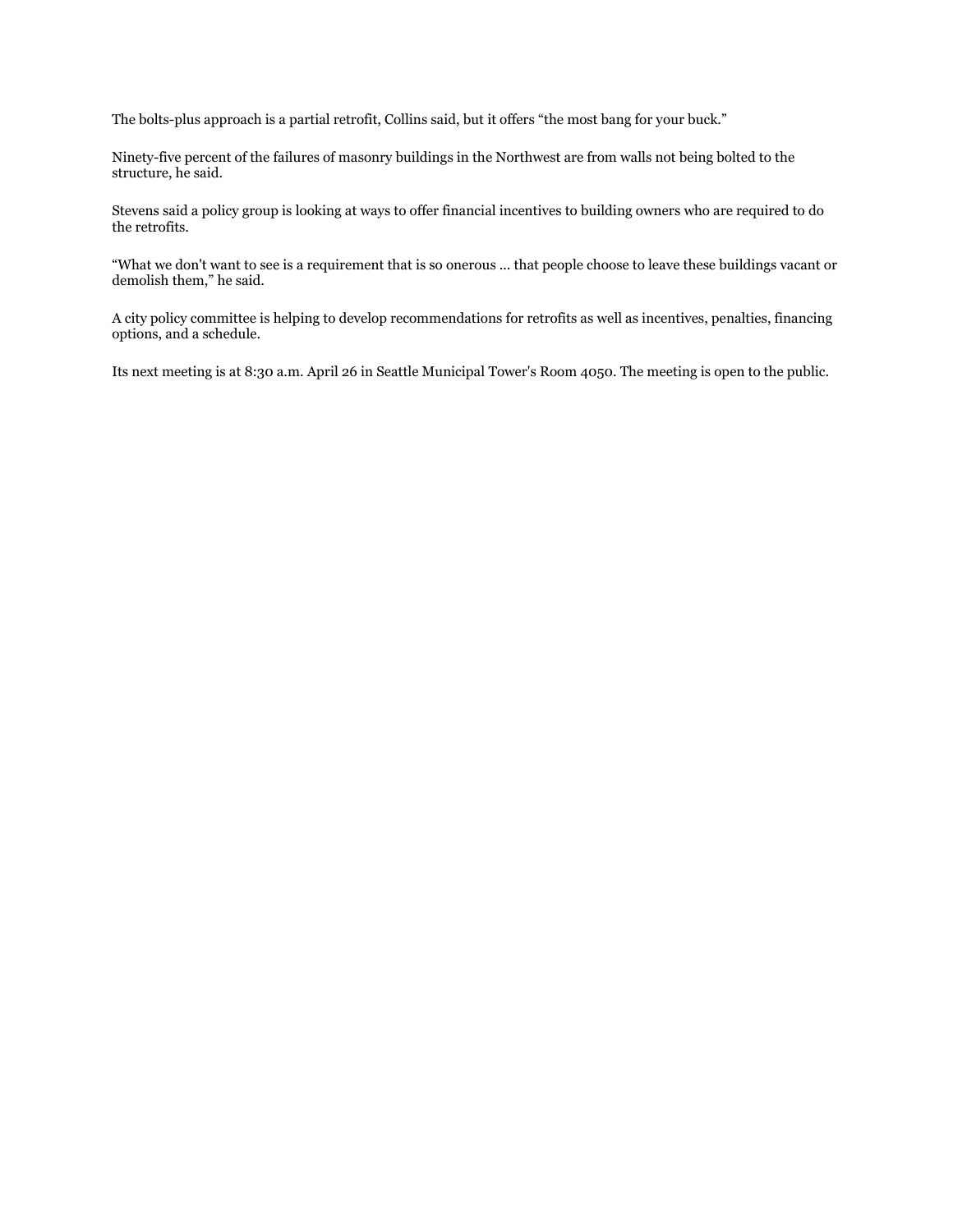The bolts-plus approach is a partial retrofit, Collins said, but it offers “the most bang for your buck.”

Ninety-five percent of the failures of masonry buildings in the Northwest are from walls not being bolted to the structure, he said.

Stevens said a policy group is looking at ways to offer financial incentives to building owners who are required to do the retrofits.

“What we don't want to see is a requirement that is so onerous ... that people choose to leave these buildings vacant or demolish them,” he said.

A city policy committee is helping to develop recommendations for retrofits as well as incentives, penalties, financing options, and a schedule.

Its next meeting is at 8:30 a.m. April 26 in Seattle Municipal Tower's Room 4050. The meeting is open to the public.